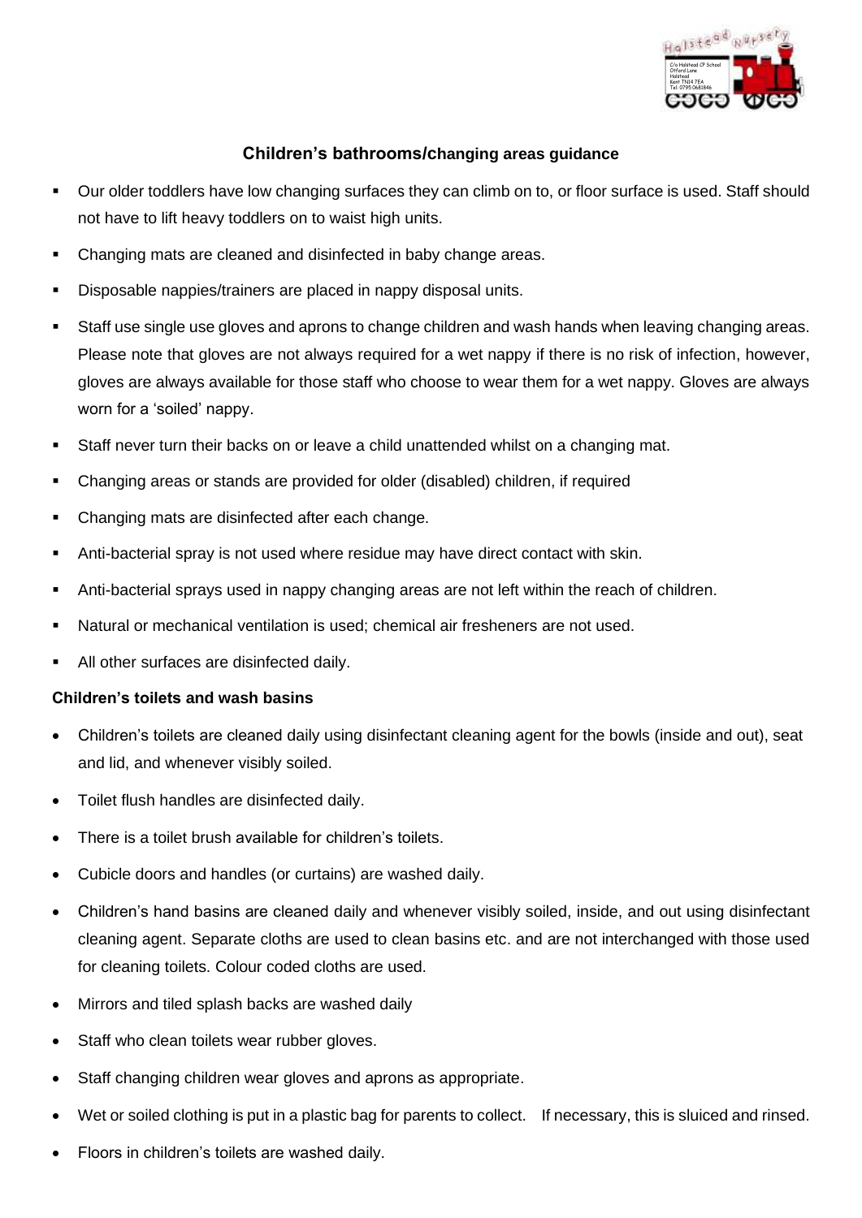## Children's bathrooms/changing areas guidance

- Our older toddlers have low changing surfaces they can climb on to, or floor surface is used. Staff should not have to lift heavy toddlers on to waist high units.
- Changing mats are cleaned and disinfected in baby change areas.
- Disposable nappies/trainers are placed in nappy disposal units.
- Staff use single use gloves and aprons to change children and wash hands when leaving changing areas. Please note that gloves are not always required for a wet nappy if there is no risk of infection, however, gloves are always available for those staff who choose to wear them for a wet nappy. Gloves are always worn for a 'soiled' nappy.
- Staff never turn their backs on or leave a child unattended whilst on a changing mat.
- Changing areas or stands are provided for older (disabled) children, if required
- Changing mats are disinfected after each change.
- Anti-bacterial spray is not used where residue may have direct contact with skin.
- Anti-bacterial sprays used in nappy changing areas are not left within the reach of children.
- Natural or mechanical ventilation is used; chemical air fresheners are not used.
- All other surfaces are disinfected daily.

**Children's toilets and wash basins**

- Children's toilets are cleaned daily using disinfectant cleaning agent for the bowls (inside and out), seat and lid, and whenever visibly soiled.
- Toilet flush handles are disinfected daily.
- There is a toilet brush available for children's toilets.
- Cubicle doors and handles (or curtains) are washed daily.
- Children's hand basins are cleaned daily and whenever visibly soiled, inside, and out using disinfectant cleaning agent. Separate cloths are used to clean basins etc. and are not interchanged with those used for cleaning toilets. Colour coded cloths are used.
- Mirrors and tiled splash backs are washed daily
- Staff who clean toilets wear rubber gloves.
- Staff changing children wear gloves and aprons as appropriate.
- Wet or soiled clothing is put in a plastic bag for parents to collect. If necessary, this is sluiced and rinsed.
- Floors in children's toilets are washed daily.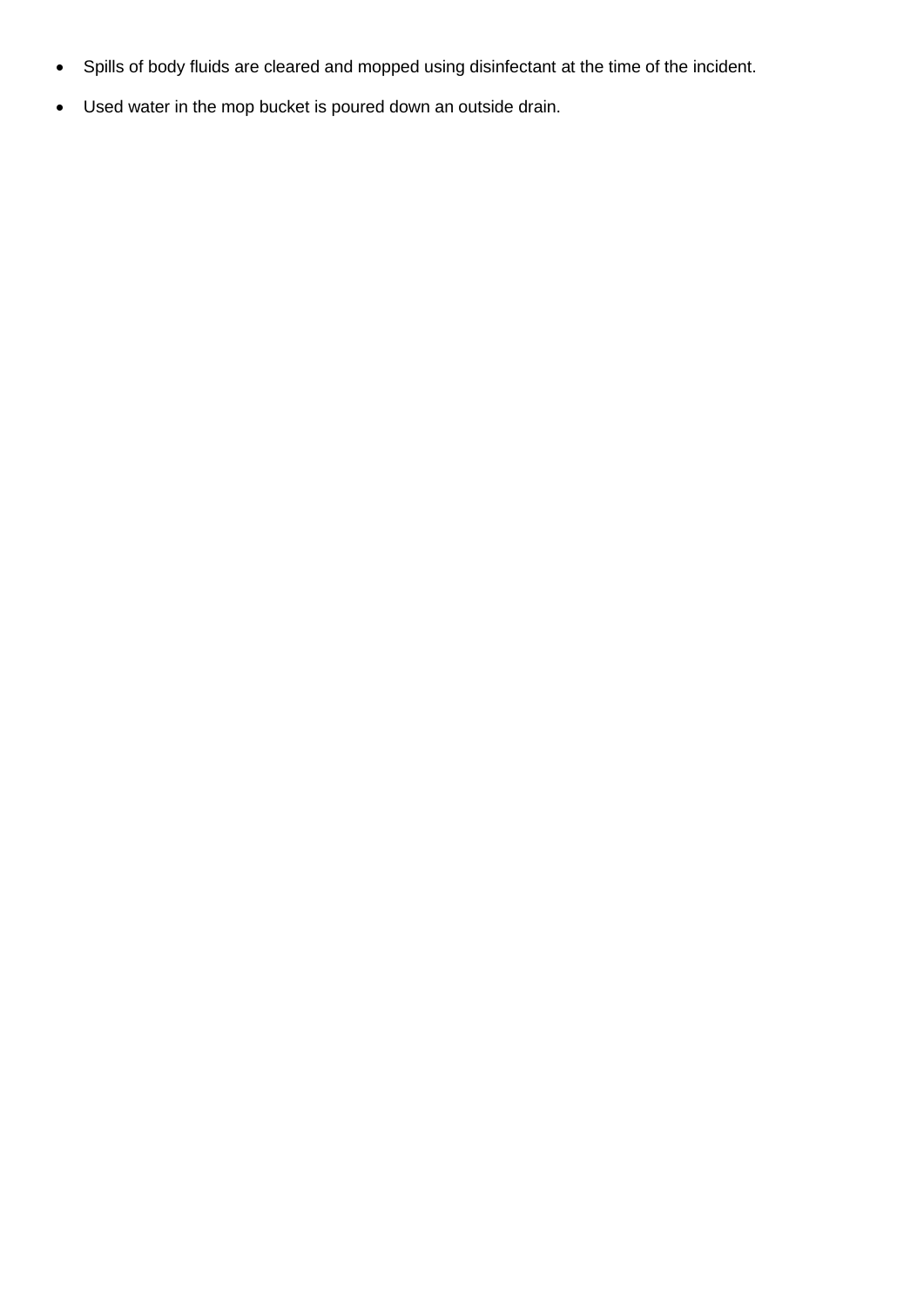- Spills of body fluids are cleared and mopped using disinfectant at the time of the incident.
- Used water in the mop bucket is poured down an outside drain.